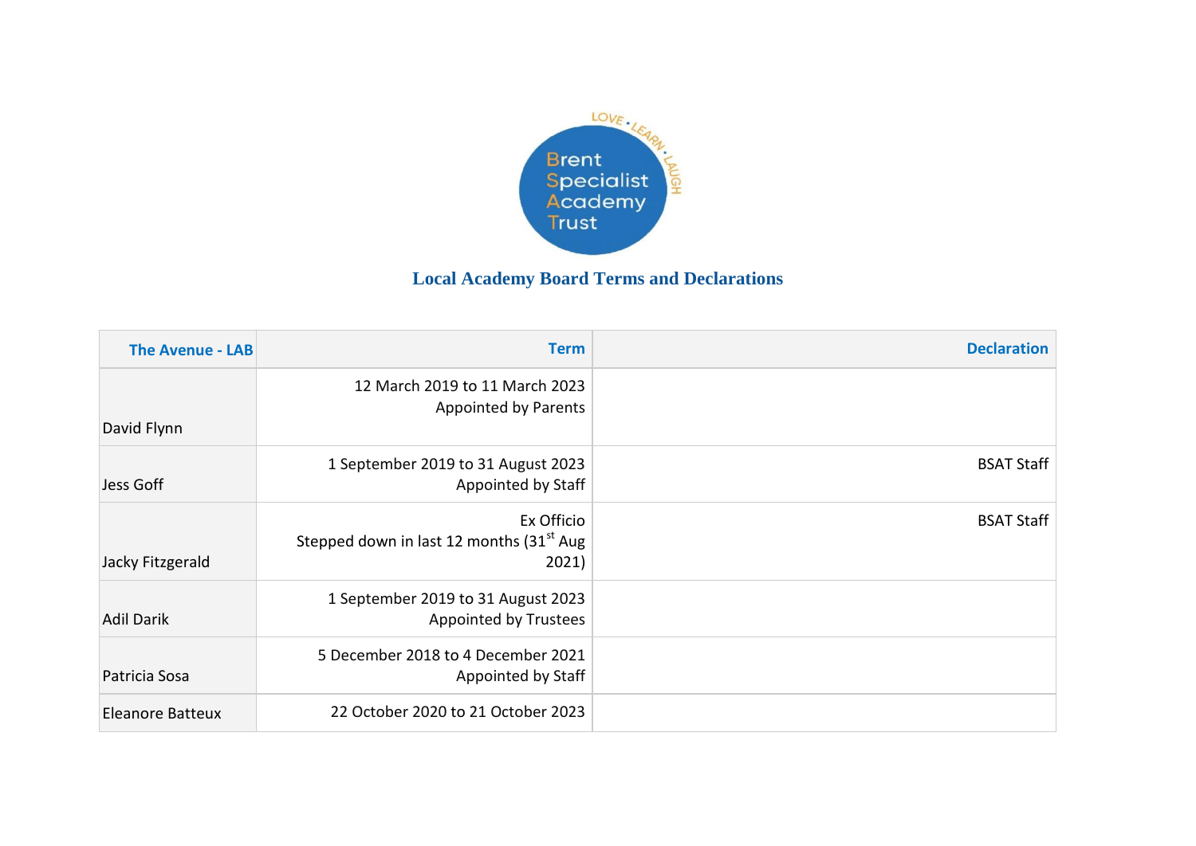Brent Specialist Academy Trust

LOVE • LEARN • LAUGH

## Local Academy Board Terms and Declarations

| The Avenue - LAB | Term | Declaration |
|---|---|---|
| David Flynn | 12 March 2019 to 11 March 2023<br>Appointed by Parents | |
| Jess Goff | 1 September 2019 to 31 August 2023<br>Appointed by Staff | BSAT Staff |
| Jacky Fitzgerald | Ex Officio<br>Stepped down in last 12 months (31st Aug 2021) | BSAT Staff |
| Adil Darik | 1 September 2019 to 31 August 2023<br>Appointed by Trustees | |
| Patricia Sosa | 5 December 2018 to 4 December 2021<br>Appointed by Staff | |
| Eleanore Batteux | 22 October 2020 to 21 October 2023 | |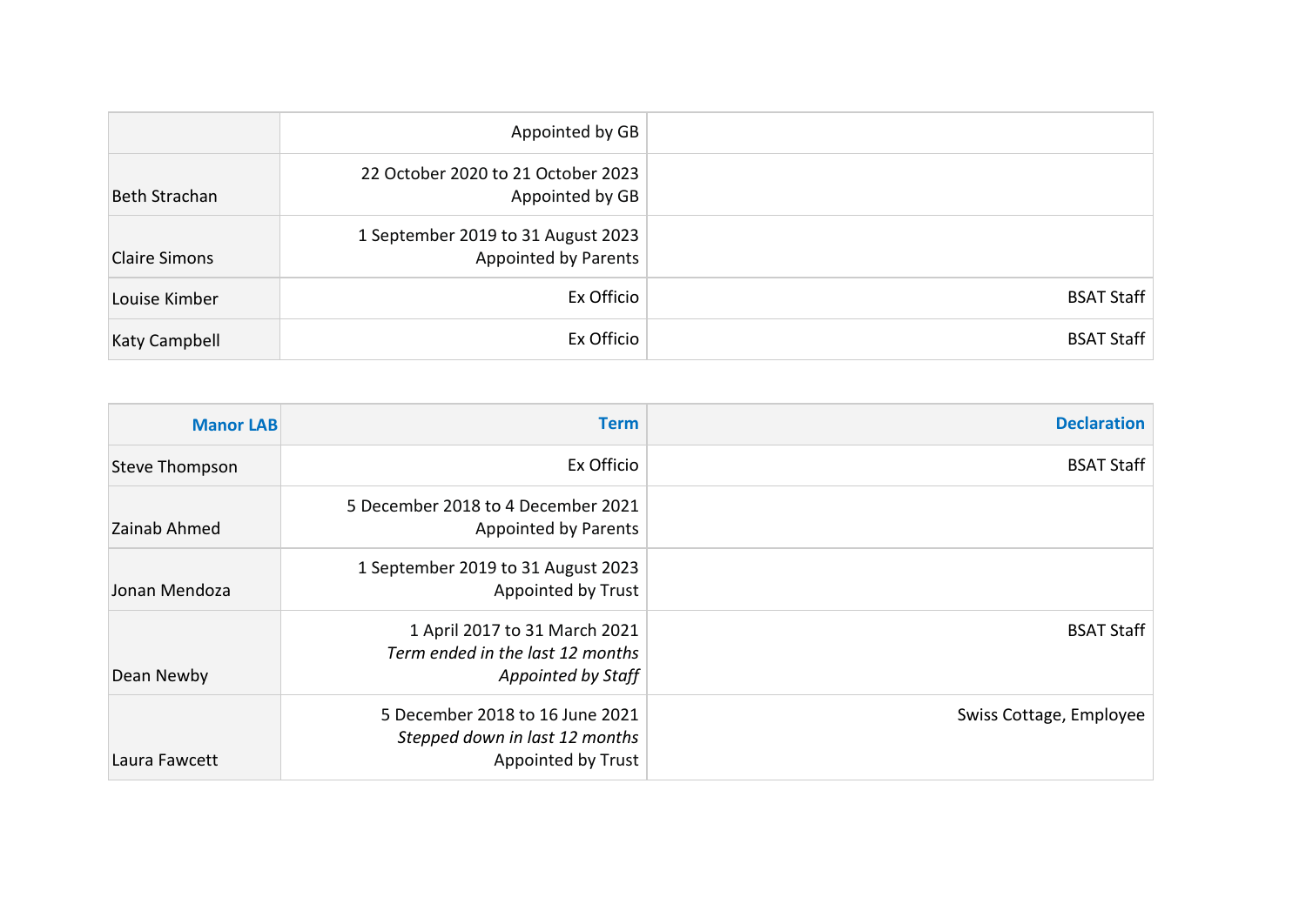| | | |
|---|---|---|
| | Appointed by GB | |
| Beth Strachan | 22 October 2020 to 21 October 2023<br>Appointed by GB | |
| Claire Simons | 1 September 2019 to 31 August 2023<br>Appointed by Parents | |
| Louise Kimber | Ex Officio | BSAT Staff |
| Katy Campbell | Ex Officio | BSAT Staff |

| **Manor LAB** | **Term** | **Declaration** |
|---|---|---|
| Steve Thompson | Ex Officio | BSAT Staff |
| Zainab Ahmed | 5 December 2018 to 4 December 2021<br>Appointed by Parents | |
| Jonan Mendoza | 1 September 2019 to 31 August 2023<br>Appointed by Trust | |
| Dean Newby | 1 April 2017 to 31 March 2021<br>*Term ended in the last 12 months*<br>*Appointed by Staff* | BSAT Staff |
| Laura Fawcett | 5 December 2018 to 16 June 2021<br>*Stepped down in last 12 months*<br>Appointed by Trust | Swiss Cottage, Employee |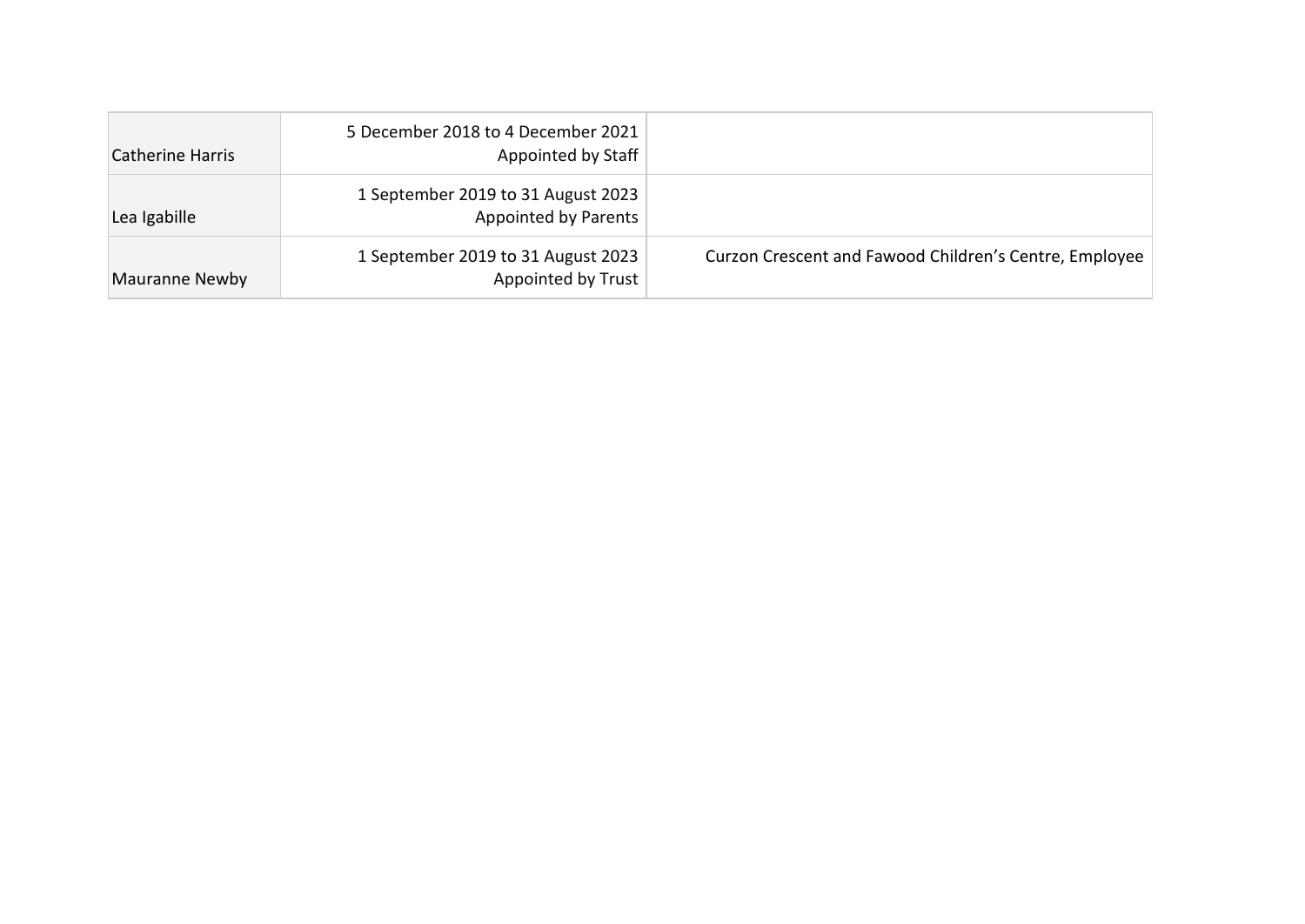| | | |
|---|---|---|
| Catherine Harris | 5 December 2018 to 4 December 2021<br>Appointed by Staff | |
| Lea Igabille | 1 September 2019 to 31 August 2023<br>Appointed by Parents | |
| Mauranne Newby | 1 September 2019 to 31 August 2023<br>Appointed by Trust | Curzon Crescent and Fawood Children's Centre, Employee |